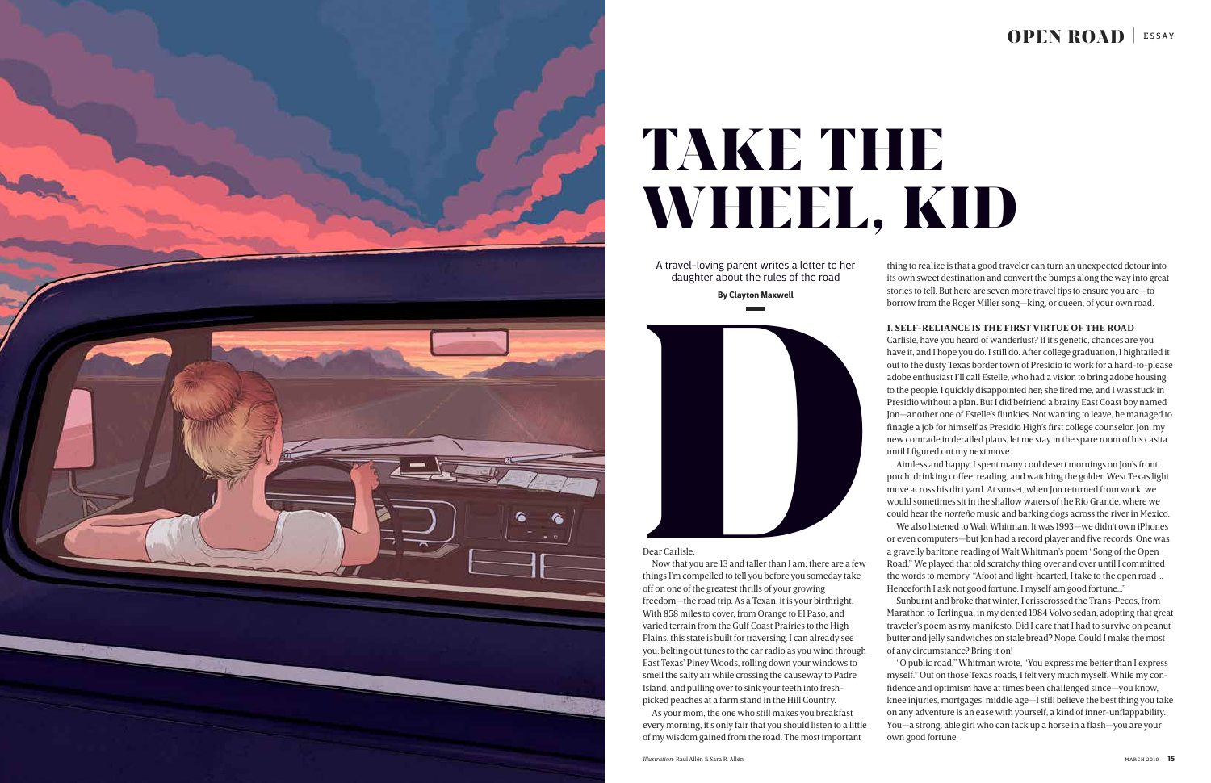# TAKE THE WHEEL, KID

A travel-loving parent writes a letter to her daughter about the rules of the road

**By Clayton Maxwell**

Dear Carlisle,

Now that you are 13 and taller than I am, there are a few things I'm compelled to tell you before you someday take off on one of the greatest thrills of your growing freedom—the road trip. As a Texan, it is your birthright. With 858 miles to cover, from Orange to El Paso, and varied terrain from the Gulf Coast Prairies to the High Plains, this state is built for traversing. I can already see you: belting out tunes to the car radio as you wind through East Texas' Piney Woods, rolling down your windows to smell the salty air while crossing the causeway to Padre Island, and pulling over to sink your teeth into fresh-picked peaches at a farm stand in the Hill Country.

As your mom, the one who still makes you breakfast every morning, it's only fair that you should listen to a little of my wisdom gained from the road. The most important thing to realize is that a good traveler can turn an unexpected detour into its own sweet destination and convert the bumps along the way into great stories to tell. But here are seven more travel tips to ensure you are—to borrow from the Roger Miller song—king, or queen, of your own road.

**1. SELF-RELIANCE IS THE FIRST VIRTUE OF THE ROAD**

Carlisle, have you heard of wanderlust? If it's genetic, chances are you have it, and I hope you do. I still do. After college graduation, I hightailed it out to the dusty Texas border town of Presidio to work for a hard-to-please adobe enthusiast I'll call Estelle, who had a vision to bring adobe housing to the people. I quickly disappointed her; she fired me, and I was stuck in Presidio without a plan. But I did befriend a brainy East Coast boy named Jon—another one of Estelle's flunkies. Not wanting to leave, he managed to finagle a job for himself as Presidio High's first college counselor. Jon, my new comrade in derailed plans, let me stay in the spare room of his casita until I figured out my next move.

Aimless and happy, I spent many cool desert mornings on Jon's front porch, drinking coffee, reading, and watching the golden West Texas light move across his dirt yard. At sunset, when Jon returned from work, we would sometimes sit in the shallow waters of the Rio Grande, where we could hear the *norteño* music and barking dogs across the river in Mexico.

We also listened to Walt Whitman. It was 1993—we didn't own iPhones or even computers—but Jon had a record player and five records. One was a gravelly baritone reading of Walt Whitman's poem "Song of the Open Road." We played that old scratchy thing over and over until I committed the words to memory. "Afoot and light-hearted, I take to the open road … Henceforth I ask not good fortune. I myself am good fortune…"

Sunburnt and broke that winter, I crisscrossed the Trans-Pecos, from Marathon to Terlingua, in my dented 1984 Volvo sedan, adopting that great traveler's poem as my manifesto. Did I care that I had to survive on peanut butter and jelly sandwiches on stale bread? Nope. Could I make the most of any circumstance? Bring it on!

"O public road," Whitman wrote, "You express me better than I express myself." Out on those Texas roads, I felt very much myself. While my confidence and optimism have at times been challenged since—you know, knee injuries, mortgages, middle age—I still believe the best thing you take on any adventure is an ease with yourself, a kind of inner-unflappability. You—a strong, able girl who can tack up a horse in a flash—you are your own good fortune.

*Illustration:* Raúl Allén & Sara R. Allén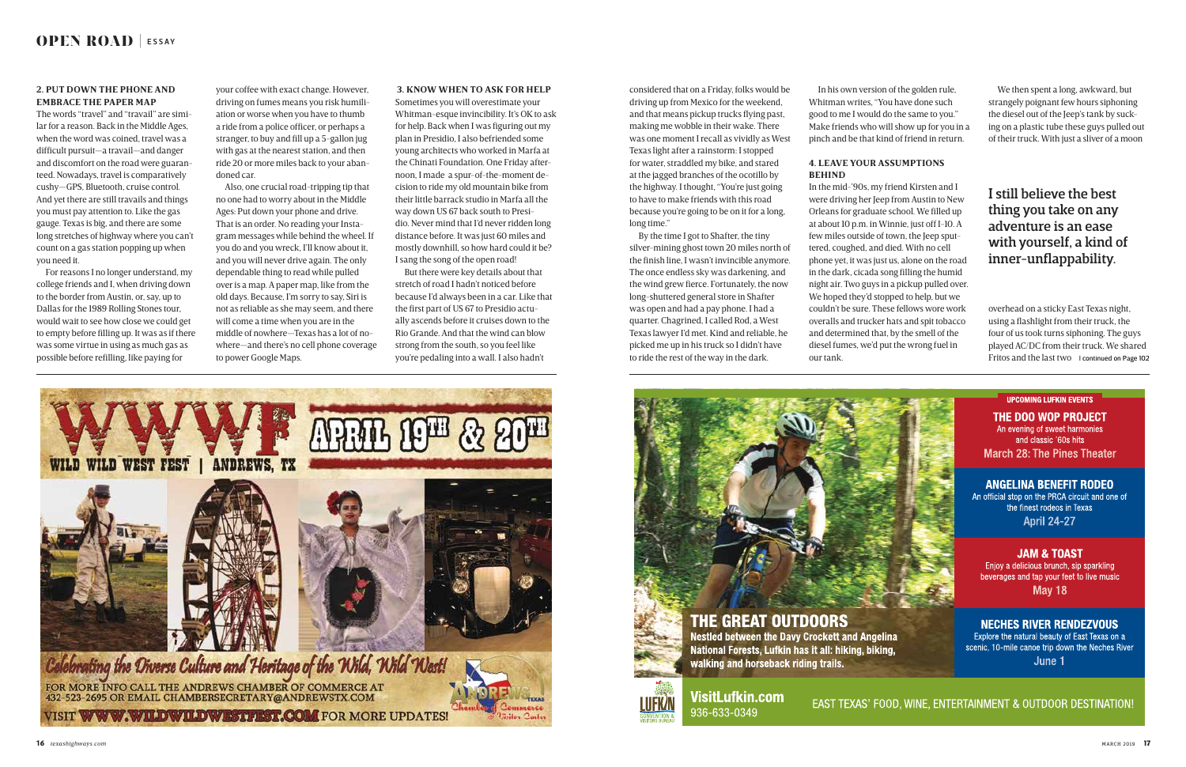### 2. PUT DOWN THE PHONE AND EMBRACE THE PAPER MAP

The words "travel" and "travail" are similar for a reason. Back in the Middle Ages, when the word was coined, travel was a difficult pursuit—a travail—and danger and discomfort on the road were guaranteed. Nowadays, travel is comparatively cushy—GPS, Bluetooth, cruise control. And yet there are still travails and things you must pay attention to. Like the gas gauge. Texas is big, and there are some long stretches of highway where you can't count on a gas station popping up when you need it.

For reasons I no longer understand, my college friends and I, when driving down to the border from Austin, or, say, up to Dallas for the 1989 Rolling Stones tour, would wait to see how close we could get to empty before filling up. It was as if there was some virtue in using as much gas as possible before refilling, like paying for your coffee with exact change. However, driving on fumes means you risk humiliation or worse when you have to thumb a ride from a police officer, or perhaps a stranger, to buy and fill up a 5-gallon jug with gas at the nearest station, and then ride 20 or more miles back to your abandoned car.

Also, one crucial road-tripping tip that no one had to worry about in the Middle Ages: Put down your phone and drive. That is an order. No reading your Instagram messages while behind the wheel. If you do and you wreck, I'll know about it, and you will never drive again. The only dependable thing to read while pulled over is a map. A paper map, like from the old days. Because, I'm sorry to say, Siri is not as reliable as she may seem, and there will come a time when you are in the middle of nowhere—Texas has a lot of nowhere—and there's no cell phone coverage to power Google Maps.

### 3. KNOW WHEN TO ASK FOR HELP

Sometimes you will overestimate your Whitman-esque invincibility. It's OK to ask for help. Back when I was figuring out my plan in Presidio, I also befriended some young architects who worked in Marfa at the Chinati Foundation. One Friday afternoon, I made a spur-of-the-moment decision to ride my old mountain bike from their little barrack studio in Marfa all the way down US 67 back south to Presidio. Never mind that I'd never ridden long distance before. It was just 60 miles and mostly downhill, so how hard could it be? I sang the song of the open road!

But there were key details about that stretch of road I hadn't noticed before because I'd always been in a car. Like that the first part of US 67 to Presidio actually ascends before it cruises down to the Rio Grande. And that the wind can blow strong from the south, so you feel like you're pedaling into a wall. I also hadn't considered that on a Friday, folks would be driving up from Mexico for the weekend, and that means pickup trucks flying past, making me wobble in their wake. There was one moment I recall as vividly as West Texas light after a rainstorm: I stopped for water, straddled my bike, and stared at the jagged branches of the ocotillo by the highway. I thought, "You're just going to have to make friends with this road because you're going to be on it for a long, long time."

By the time I got to Shafter, the tiny silver-mining ghost town 20 miles north of the finish line, I wasn't invincible anymore. The once endless sky was darkening, and the wind grew fierce. Fortunately, the now long-shuttered general store in Shafter was open and had a pay phone. I had a quarter. Chagrined, I called Rod, a West Texas lawyer I'd met. Kind and reliable, he picked me up in his truck so I didn't have to ride the rest of the way in the dark.

In his own version of the golden rule, Whitman writes, "You have done such good to me I would do the same to you." Make friends who will show up for you in a pinch and be that kind of friend in return.

### 4. LEAVE YOUR ASSUMPTIONS BEHIND

In the mid-'90s, my friend Kirsten and I were driving her Jeep from Austin to New Orleans for graduate school. We filled up at about 10 p.m. in Winnie, just off I-10. A few miles outside of town, the Jeep sputtered, coughed, and died. With no cell phone yet, it was just us, alone on the road in the dark, cicada song filling the humid night air. Two guys in a pickup pulled over. We hoped they'd stopped to help, but we couldn't be sure. These fellows wore work overalls and trucker hats and spit tobacco and determined that, by the smell of the diesel fumes, we'd put the wrong fuel in our tank.

We then spent a long, awkward, but strangely poignant few hours siphoning the diesel out of the Jeep's tank by sucking on a plastic tube these guys pulled out of their truck. With just a sliver of a moon overhead on a sticky East Texas night, using a flashlight from their truck, the four of us took turns siphoning. The guys played AC/DC from their truck. We shared Fritos and the last two | continued on Page 102

> **I still believe the best thing you take on any adventure is an ease with yourself, a kind of inner-unflappability.**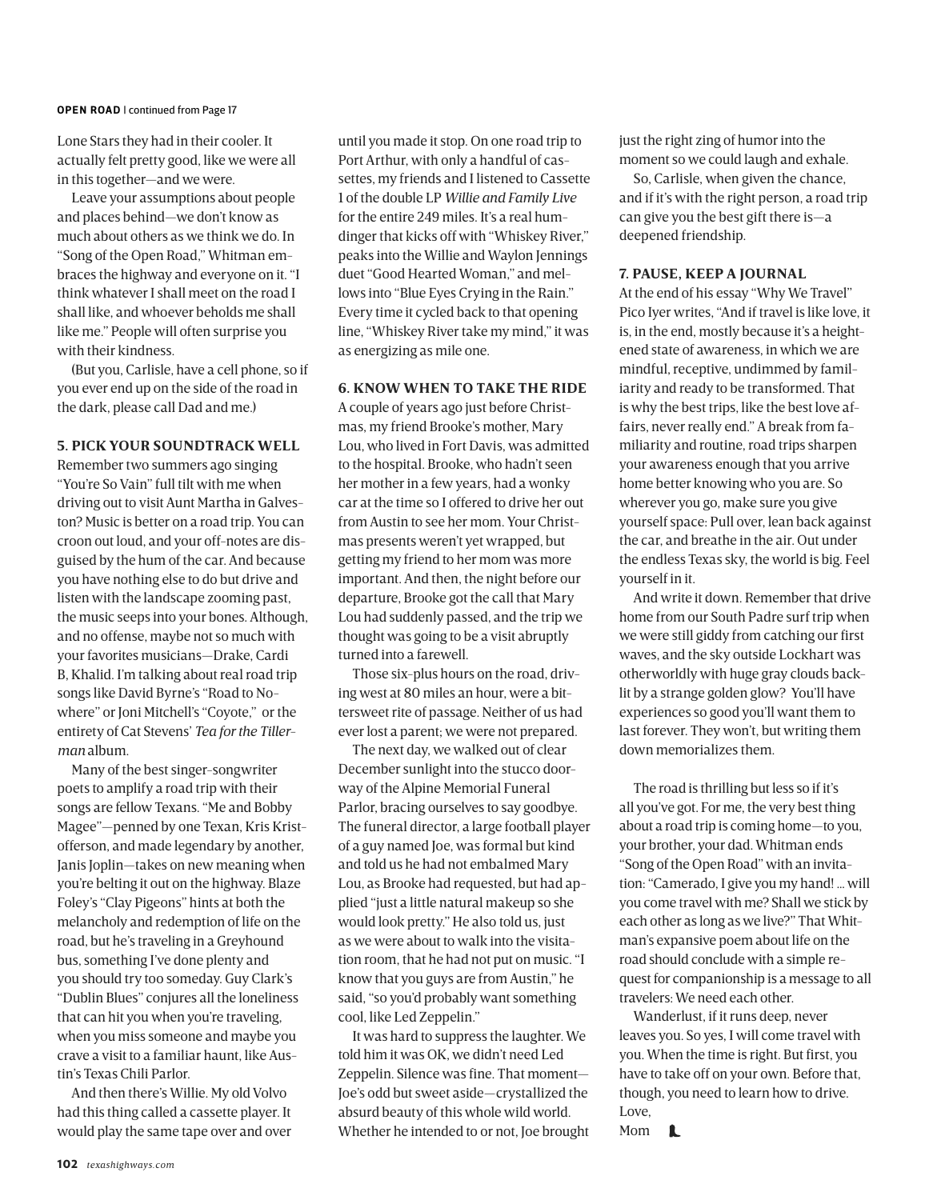**OPEN ROAD** | continued from Page 17

Lone Stars they had in their cooler. It actually felt pretty good, like we were all in this together—and we were.

Leave your assumptions about people and places behind—we don't know as much about others as we think we do. In "Song of the Open Road," Whitman embraces the highway and everyone on it. "I think whatever I shall meet on the road I shall like, and whoever beholds me shall like me." People will often surprise you with their kindness.

(But you, Carlisle, have a cell phone, so if you ever end up on the side of the road in the dark, please call Dad and me.)

### 5. PICK YOUR SOUNDTRACK WELL

Remember two summers ago singing "You're So Vain" full tilt with me when driving out to visit Aunt Martha in Galveston? Music is better on a road trip. You can croon out loud, and your off-notes are disguised by the hum of the car. And because you have nothing else to do but drive and listen with the landscape zooming past, the music seeps into your bones. Although, and no offense, maybe not so much with your favorites musicians—Drake, Cardi B, Khalid. I'm talking about real road trip songs like David Byrne's "Road to Nowhere" or Joni Mitchell's "Coyote," or the entirety of Cat Stevens' *Tea for the Tillerman* album.

Many of the best singer-songwriter poets to amplify a road trip with their songs are fellow Texans. "Me and Bobby Magee"—penned by one Texan, Kris Kristofferson, and made legendary by another, Janis Joplin—takes on new meaning when you're belting it out on the highway. Blaze Foley's "Clay Pigeons" hints at both the melancholy and redemption of life on the road, but he's traveling in a Greyhound bus, something I've done plenty and you should try too someday. Guy Clark's "Dublin Blues" conjures all the loneliness that can hit you when you're traveling, when you miss someone and maybe you crave a visit to a familiar haunt, like Austin's Texas Chili Parlor.

And then there's Willie. My old Volvo had this thing called a cassette player. It would play the same tape over and over until you made it stop. On one road trip to Port Arthur, with only a handful of cassettes, my friends and I listened to Cassette 1 of the double LP *Willie and Family Live* for the entire 249 miles. It's a real humdinger that kicks off with "Whiskey River," peaks into the Willie and Waylon Jennings duet "Good Hearted Woman," and mellows into "Blue Eyes Crying in the Rain." Every time it cycled back to that opening line, "Whiskey River take my mind," it was as energizing as mile one.

### 6. KNOW WHEN TO TAKE THE RIDE

A couple of years ago just before Christmas, my friend Brooke's mother, Mary Lou, who lived in Fort Davis, was admitted to the hospital. Brooke, who hadn't seen her mother in a few years, had a wonky car at the time so I offered to drive her out from Austin to see her mom. Your Christmas presents weren't yet wrapped, but getting my friend to her mom was more important. And then, the night before our departure, Brooke got the call that Mary Lou had suddenly passed, and the trip we thought was going to be a visit abruptly turned into a farewell.

Those six-plus hours on the road, driving west at 80 miles an hour, were a bittersweet rite of passage. Neither of us had ever lost a parent; we were not prepared.

The next day, we walked out of clear December sunlight into the stucco doorway of the Alpine Memorial Funeral Parlor, bracing ourselves to say goodbye. The funeral director, a large football player of a guy named Joe, was formal but kind and told us he had not embalmed Mary Lou, as Brooke had requested, but had applied "just a little natural makeup so she would look pretty." He also told us, just as we were about to walk into the visitation room, that he had not put on music. "I know that you guys are from Austin," he said, "so you'd probably want something cool, like Led Zeppelin."

It was hard to suppress the laughter. We told him it was OK, we didn't need Led Zeppelin. Silence was fine. That moment—Joe's odd but sweet aside—crystallized the absurd beauty of this whole wild world. Whether he intended to or not, Joe brought just the right zing of humor into the moment so we could laugh and exhale.

So, Carlisle, when given the chance, and if it's with the right person, a road trip can give you the best gift there is—a deepened friendship.

### 7. PAUSE, KEEP A JOURNAL

At the end of his essay "Why We Travel" Pico Iyer writes, "And if travel is like love, it is, in the end, mostly because it's a heightened state of awareness, in which we are mindful, receptive, undimmed by familiarity and ready to be transformed. That is why the best trips, like the best love affairs, never really end." A break from familiarity and routine, road trips sharpen your awareness enough that you arrive home better knowing who you are. So wherever you go, make sure you give yourself space: Pull over, lean back against the car, and breathe in the air. Out under the endless Texas sky, the world is big. Feel yourself in it.

And write it down. Remember that drive home from our South Padre surf trip when we were still giddy from catching our first waves, and the sky outside Lockhart was otherworldly with huge gray clouds backlit by a strange golden glow? You'll have experiences so good you'll want them to last forever. They won't, but writing them down memorializes them.

The road is thrilling but less so if it's all you've got. For me, the very best thing about a road trip is coming home—to you, your brother, your dad. Whitman ends "Song of the Open Road" with an invitation: "Camerado, I give you my hand! … will you come travel with me? Shall we stick by each other as long as we live?" That Whitman's expansive poem about life on the road should conclude with a simple request for companionship is a message to all travelers: We need each other.

Wanderlust, if it runs deep, never leaves you. So yes, I will come travel with you. When the time is right. But first, you have to take off on your own. Before that, though, you need to learn how to drive.

Love,
Mom